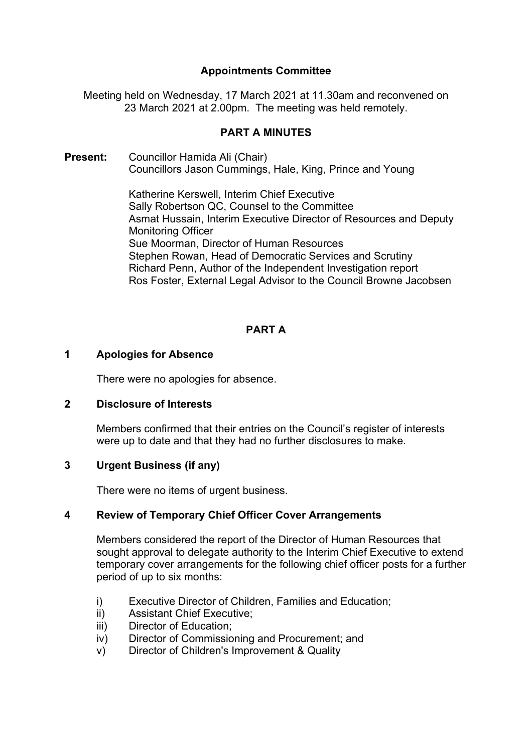# Appointments Committee

Meeting held on Wednesday, 17 March 2021 at 11.30am and reconvened on 23 March 2021 at 2.00pm. The meeting was held remotely.

## PART A MINUTES

**Present:** Councillor Hamida Ali (Chair)
Councillors Jason Cummings, Hale, King, Prince and Young

Katherine Kerswell, Interim Chief Executive
Sally Robertson QC, Counsel to the Committee
Asmat Hussain, Interim Executive Director of Resources and Deputy Monitoring Officer
Sue Moorman, Director of Human Resources
Stephen Rowan, Head of Democratic Services and Scrutiny
Richard Penn, Author of the Independent Investigation report
Ros Foster, External Legal Advisor to the Council Browne Jacobsen

## PART A

### 1 Apologies for Absence

There were no apologies for absence.

### 2 Disclosure of Interests

Members confirmed that their entries on the Council's register of interests were up to date and that they had no further disclosures to make.

### 3 Urgent Business (if any)

There were no items of urgent business.

### 4 Review of Temporary Chief Officer Cover Arrangements

Members considered the report of the Director of Human Resources that sought approval to delegate authority to the Interim Chief Executive to extend temporary cover arrangements for the following chief officer posts for a further period of up to six months:

i) Executive Director of Children, Families and Education;
ii) Assistant Chief Executive;
iii) Director of Education;
iv) Director of Commissioning and Procurement; and
v) Director of Children's Improvement & Quality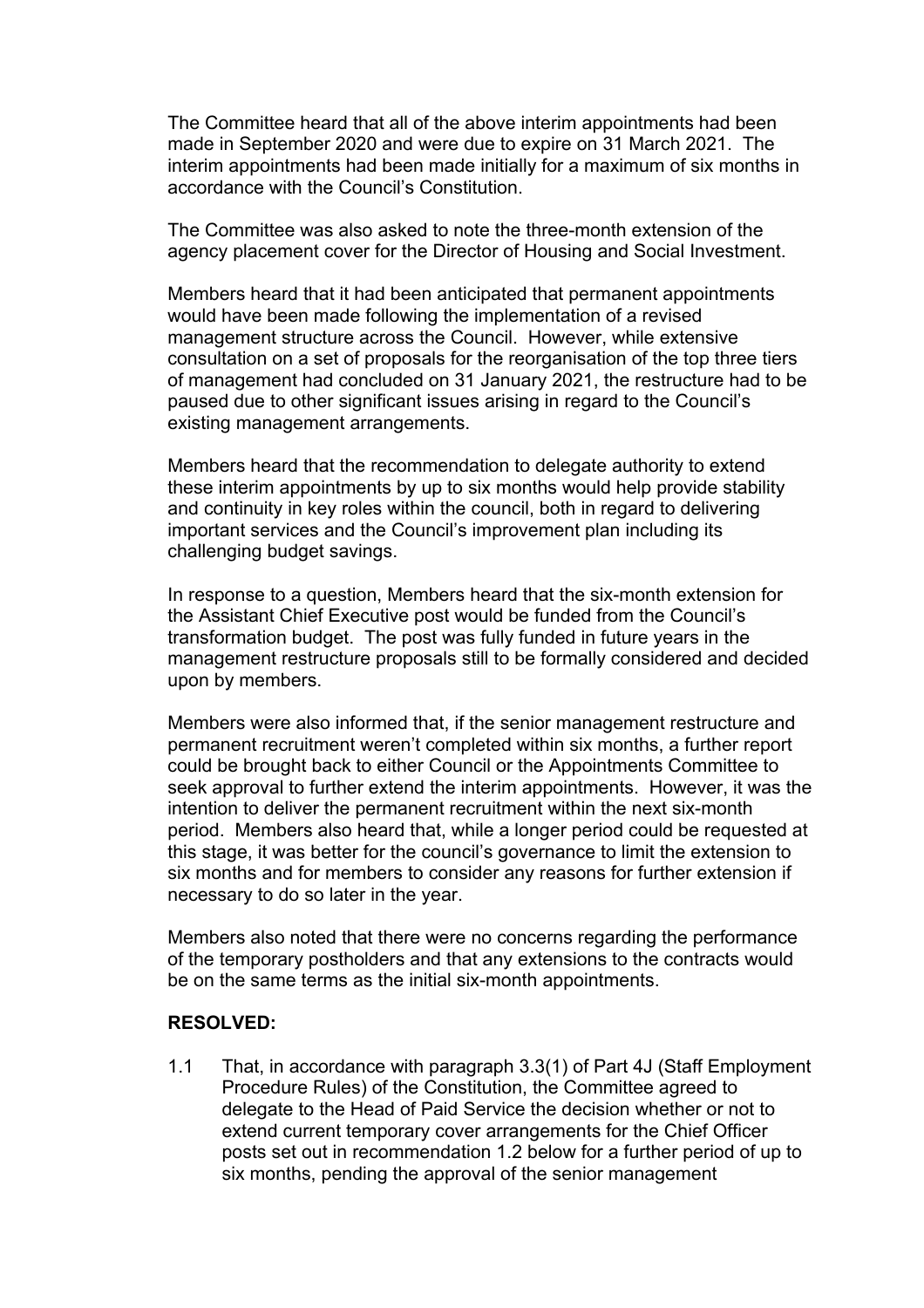The Committee heard that all of the above interim appointments had been made in September 2020 and were due to expire on 31 March 2021. The interim appointments had been made initially for a maximum of six months in accordance with the Council's Constitution.

The Committee was also asked to note the three-month extension of the agency placement cover for the Director of Housing and Social Investment.

Members heard that it had been anticipated that permanent appointments would have been made following the implementation of a revised management structure across the Council. However, while extensive consultation on a set of proposals for the reorganisation of the top three tiers of management had concluded on 31 January 2021, the restructure had to be paused due to other significant issues arising in regard to the Council's existing management arrangements.

Members heard that the recommendation to delegate authority to extend these interim appointments by up to six months would help provide stability and continuity in key roles within the council, both in regard to delivering important services and the Council's improvement plan including its challenging budget savings.

In response to a question, Members heard that the six-month extension for the Assistant Chief Executive post would be funded from the Council's transformation budget. The post was fully funded in future years in the management restructure proposals still to be formally considered and decided upon by members.

Members were also informed that, if the senior management restructure and permanent recruitment weren't completed within six months, a further report could be brought back to either Council or the Appointments Committee to seek approval to further extend the interim appointments. However, it was the intention to deliver the permanent recruitment within the next six-month period. Members also heard that, while a longer period could be requested at this stage, it was better for the council's governance to limit the extension to six months and for members to consider any reasons for further extension if necessary to do so later in the year.

Members also noted that there were no concerns regarding the performance of the temporary postholders and that any extensions to the contracts would be on the same terms as the initial six-month appointments.

**RESOLVED:**

1.1 That, in accordance with paragraph 3.3(1) of Part 4J (Staff Employment Procedure Rules) of the Constitution, the Committee agreed to delegate to the Head of Paid Service the decision whether or not to extend current temporary cover arrangements for the Chief Officer posts set out in recommendation 1.2 below for a further period of up to six months, pending the approval of the senior management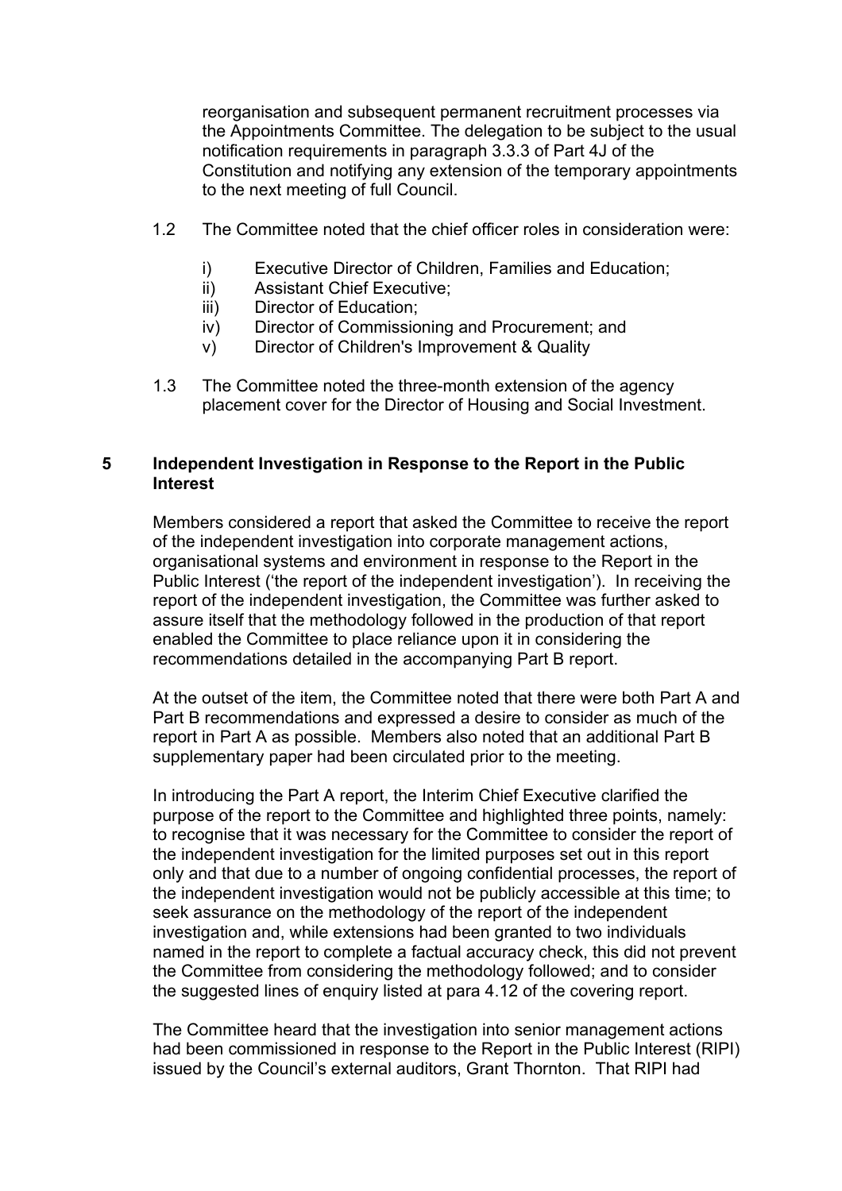reorganisation and subsequent permanent recruitment processes via the Appointments Committee. The delegation to be subject to the usual notification requirements in paragraph 3.3.3 of Part 4J of the Constitution and notifying any extension of the temporary appointments to the next meeting of full Council.

1.2 The Committee noted that the chief officer roles in consideration were:

- i) Executive Director of Children, Families and Education;
- ii) Assistant Chief Executive;
- iii) Director of Education;
- iv) Director of Commissioning and Procurement; and
- v) Director of Children's Improvement & Quality

1.3 The Committee noted the three-month extension of the agency placement cover for the Director of Housing and Social Investment.

## 5 Independent Investigation in Response to the Report in the Public Interest

Members considered a report that asked the Committee to receive the report of the independent investigation into corporate management actions, organisational systems and environment in response to the Report in the Public Interest ('the report of the independent investigation'). In receiving the report of the independent investigation, the Committee was further asked to assure itself that the methodology followed in the production of that report enabled the Committee to place reliance upon it in considering the recommendations detailed in the accompanying Part B report.

At the outset of the item, the Committee noted that there were both Part A and Part B recommendations and expressed a desire to consider as much of the report in Part A as possible. Members also noted that an additional Part B supplementary paper had been circulated prior to the meeting.

In introducing the Part A report, the Interim Chief Executive clarified the purpose of the report to the Committee and highlighted three points, namely: to recognise that it was necessary for the Committee to consider the report of the independent investigation for the limited purposes set out in this report only and that due to a number of ongoing confidential processes, the report of the independent investigation would not be publicly accessible at this time; to seek assurance on the methodology of the report of the independent investigation and, while extensions had been granted to two individuals named in the report to complete a factual accuracy check, this did not prevent the Committee from considering the methodology followed; and to consider the suggested lines of enquiry listed at para 4.12 of the covering report.

The Committee heard that the investigation into senior management actions had been commissioned in response to the Report in the Public Interest (RIPI) issued by the Council's external auditors, Grant Thornton. That RIPI had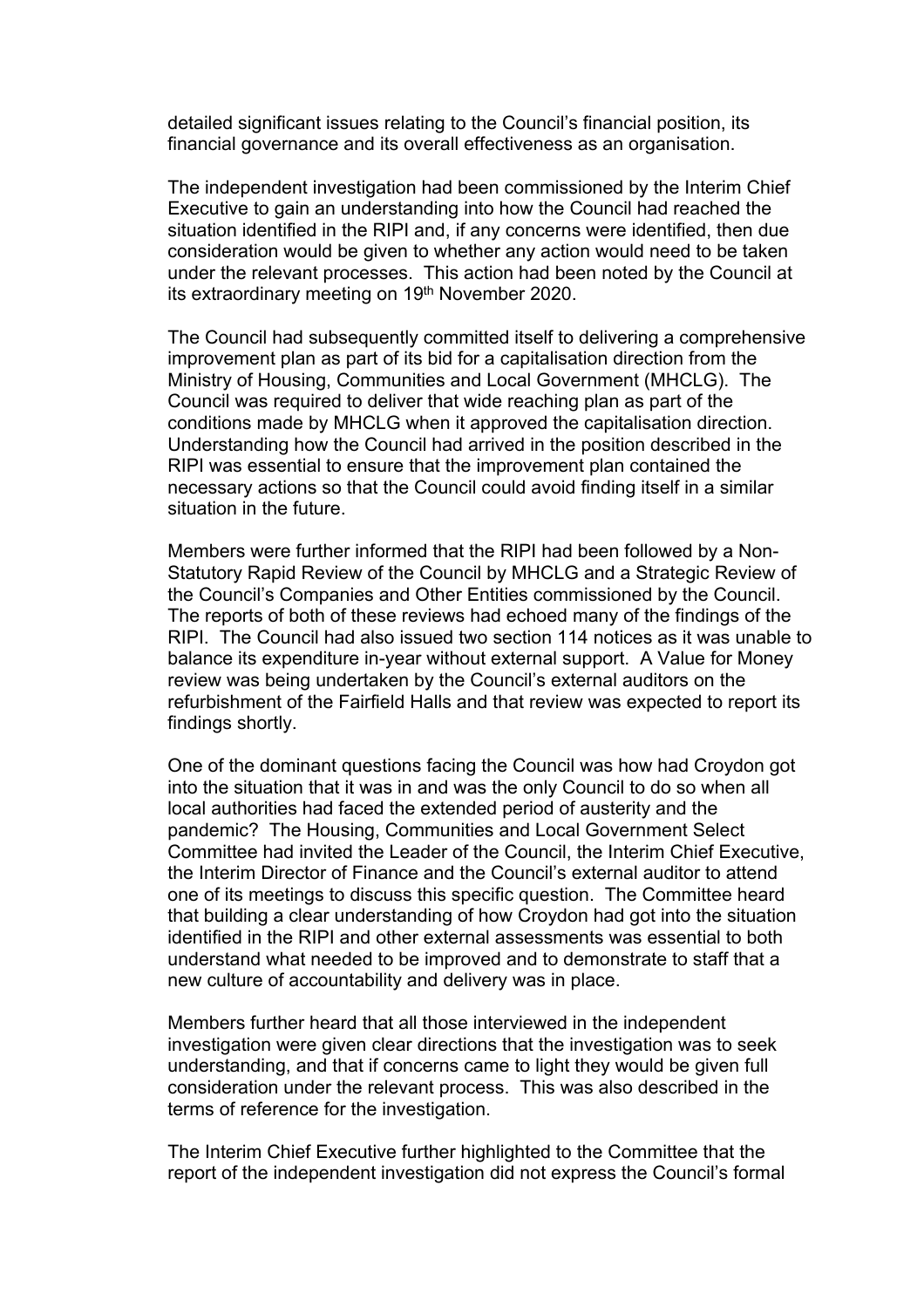detailed significant issues relating to the Council's financial position, its financial governance and its overall effectiveness as an organisation.

The independent investigation had been commissioned by the Interim Chief Executive to gain an understanding into how the Council had reached the situation identified in the RIPI and, if any concerns were identified, then due consideration would be given to whether any action would need to be taken under the relevant processes. This action had been noted by the Council at its extraordinary meeting on 19th November 2020.

The Council had subsequently committed itself to delivering a comprehensive improvement plan as part of its bid for a capitalisation direction from the Ministry of Housing, Communities and Local Government (MHCLG). The Council was required to deliver that wide reaching plan as part of the conditions made by MHCLG when it approved the capitalisation direction. Understanding how the Council had arrived in the position described in the RIPI was essential to ensure that the improvement plan contained the necessary actions so that the Council could avoid finding itself in a similar situation in the future.

Members were further informed that the RIPI had been followed by a Non-Statutory Rapid Review of the Council by MHCLG and a Strategic Review of the Council's Companies and Other Entities commissioned by the Council. The reports of both of these reviews had echoed many of the findings of the RIPI. The Council had also issued two section 114 notices as it was unable to balance its expenditure in-year without external support. A Value for Money review was being undertaken by the Council's external auditors on the refurbishment of the Fairfield Halls and that review was expected to report its findings shortly.

One of the dominant questions facing the Council was how had Croydon got into the situation that it was in and was the only Council to do so when all local authorities had faced the extended period of austerity and the pandemic? The Housing, Communities and Local Government Select Committee had invited the Leader of the Council, the Interim Chief Executive, the Interim Director of Finance and the Council's external auditor to attend one of its meetings to discuss this specific question. The Committee heard that building a clear understanding of how Croydon had got into the situation identified in the RIPI and other external assessments was essential to both understand what needed to be improved and to demonstrate to staff that a new culture of accountability and delivery was in place.

Members further heard that all those interviewed in the independent investigation were given clear directions that the investigation was to seek understanding, and that if concerns came to light they would be given full consideration under the relevant process. This was also described in the terms of reference for the investigation.

The Interim Chief Executive further highlighted to the Committee that the report of the independent investigation did not express the Council's formal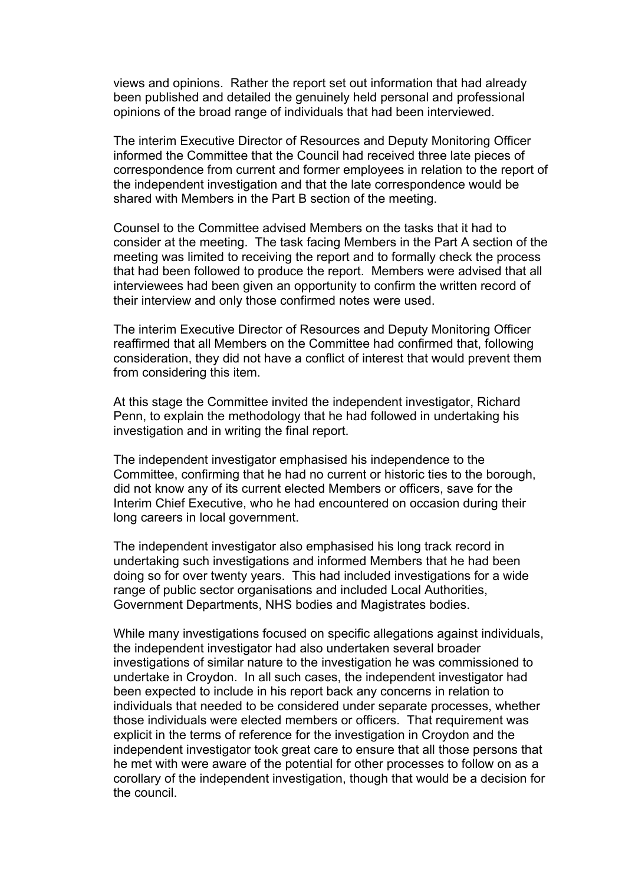views and opinions. Rather the report set out information that had already been published and detailed the genuinely held personal and professional opinions of the broad range of individuals that had been interviewed.

The interim Executive Director of Resources and Deputy Monitoring Officer informed the Committee that the Council had received three late pieces of correspondence from current and former employees in relation to the report of the independent investigation and that the late correspondence would be shared with Members in the Part B section of the meeting.

Counsel to the Committee advised Members on the tasks that it had to consider at the meeting. The task facing Members in the Part A section of the meeting was limited to receiving the report and to formally check the process that had been followed to produce the report. Members were advised that all interviewees had been given an opportunity to confirm the written record of their interview and only those confirmed notes were used.

The interim Executive Director of Resources and Deputy Monitoring Officer reaffirmed that all Members on the Committee had confirmed that, following consideration, they did not have a conflict of interest that would prevent them from considering this item.

At this stage the Committee invited the independent investigator, Richard Penn, to explain the methodology that he had followed in undertaking his investigation and in writing the final report.

The independent investigator emphasised his independence to the Committee, confirming that he had no current or historic ties to the borough, did not know any of its current elected Members or officers, save for the Interim Chief Executive, who he had encountered on occasion during their long careers in local government.

The independent investigator also emphasised his long track record in undertaking such investigations and informed Members that he had been doing so for over twenty years. This had included investigations for a wide range of public sector organisations and included Local Authorities, Government Departments, NHS bodies and Magistrates bodies.

While many investigations focused on specific allegations against individuals, the independent investigator had also undertaken several broader investigations of similar nature to the investigation he was commissioned to undertake in Croydon. In all such cases, the independent investigator had been expected to include in his report back any concerns in relation to individuals that needed to be considered under separate processes, whether those individuals were elected members or officers. That requirement was explicit in the terms of reference for the investigation in Croydon and the independent investigator took great care to ensure that all those persons that he met with were aware of the potential for other processes to follow on as a corollary of the independent investigation, though that would be a decision for the council.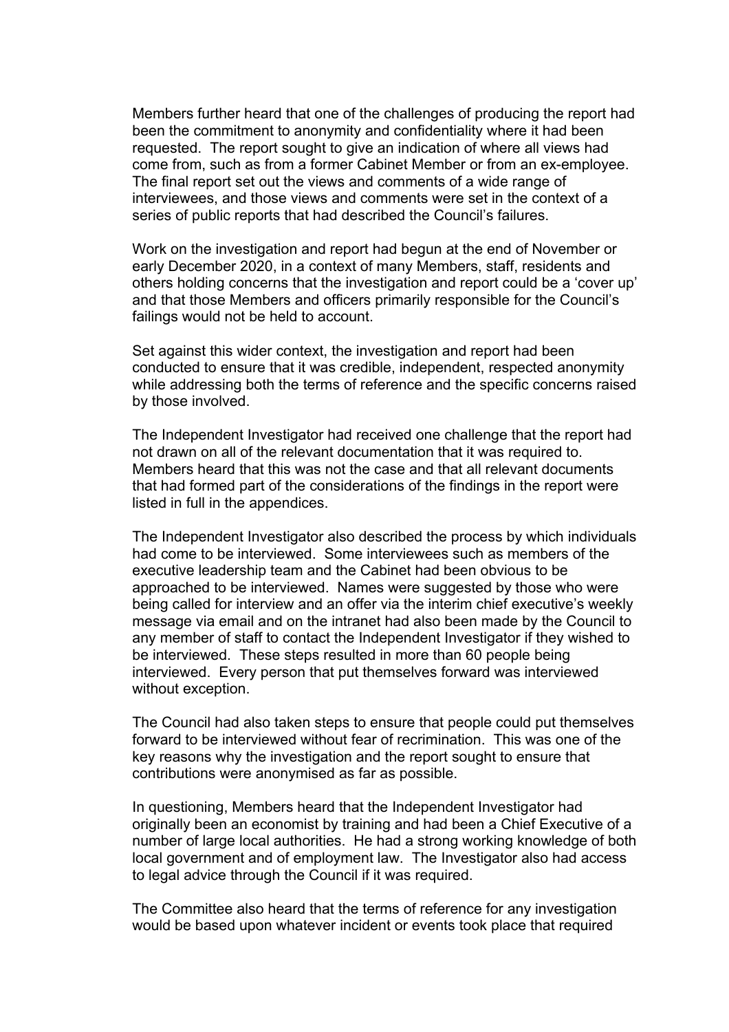Members further heard that one of the challenges of producing the report had been the commitment to anonymity and confidentiality where it had been requested. The report sought to give an indication of where all views had come from, such as from a former Cabinet Member or from an ex-employee. The final report set out the views and comments of a wide range of interviewees, and those views and comments were set in the context of a series of public reports that had described the Council's failures.

Work on the investigation and report had begun at the end of November or early December 2020, in a context of many Members, staff, residents and others holding concerns that the investigation and report could be a 'cover up' and that those Members and officers primarily responsible for the Council's failings would not be held to account.

Set against this wider context, the investigation and report had been conducted to ensure that it was credible, independent, respected anonymity while addressing both the terms of reference and the specific concerns raised by those involved.

The Independent Investigator had received one challenge that the report had not drawn on all of the relevant documentation that it was required to. Members heard that this was not the case and that all relevant documents that had formed part of the considerations of the findings in the report were listed in full in the appendices.

The Independent Investigator also described the process by which individuals had come to be interviewed. Some interviewees such as members of the executive leadership team and the Cabinet had been obvious to be approached to be interviewed. Names were suggested by those who were being called for interview and an offer via the interim chief executive's weekly message via email and on the intranet had also been made by the Council to any member of staff to contact the Independent Investigator if they wished to be interviewed. These steps resulted in more than 60 people being interviewed. Every person that put themselves forward was interviewed without exception.

The Council had also taken steps to ensure that people could put themselves forward to be interviewed without fear of recrimination. This was one of the key reasons why the investigation and the report sought to ensure that contributions were anonymised as far as possible.

In questioning, Members heard that the Independent Investigator had originally been an economist by training and had been a Chief Executive of a number of large local authorities. He had a strong working knowledge of both local government and of employment law. The Investigator also had access to legal advice through the Council if it was required.

The Committee also heard that the terms of reference for any investigation would be based upon whatever incident or events took place that required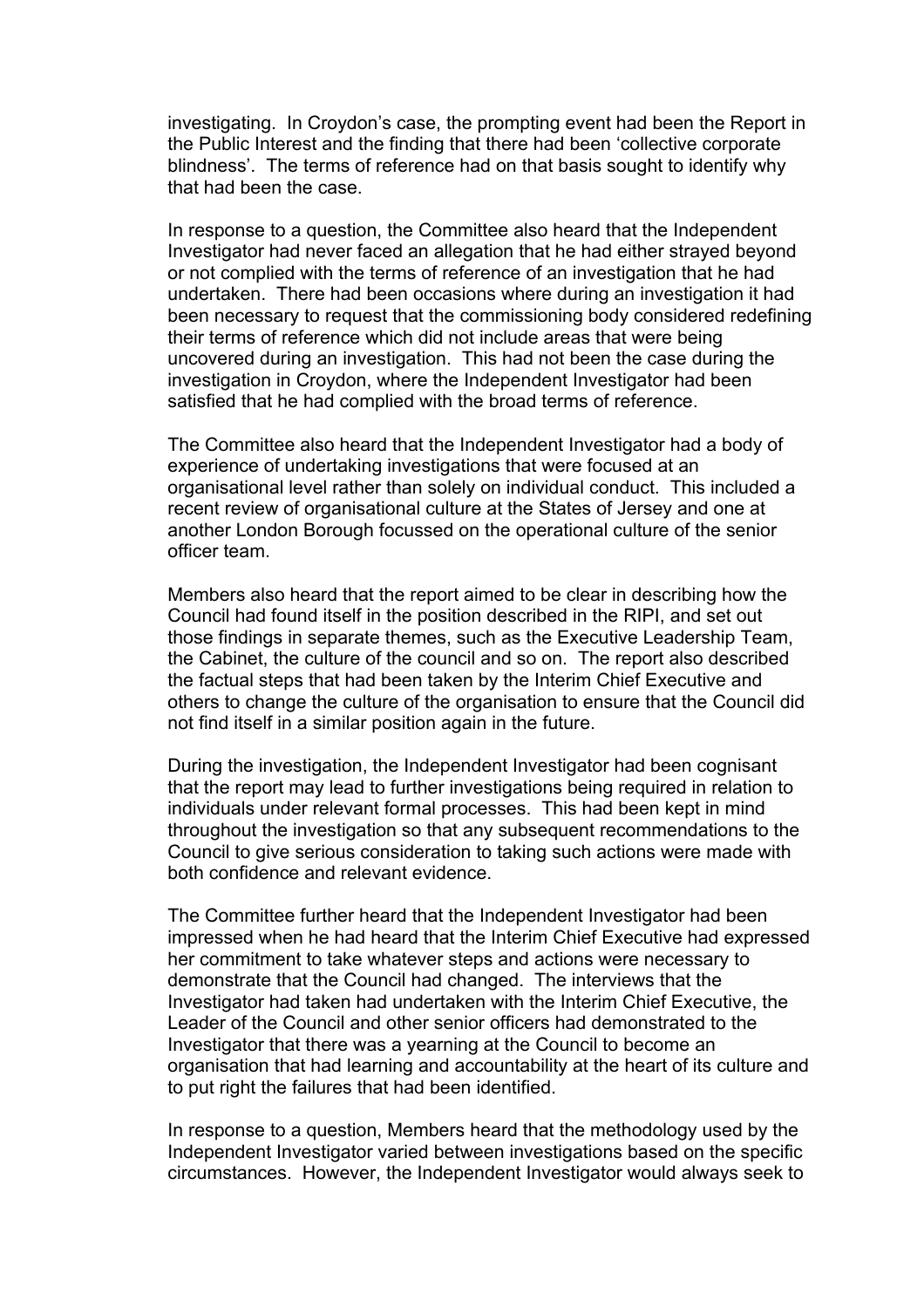investigating. In Croydon's case, the prompting event had been the Report in the Public Interest and the finding that there had been 'collective corporate blindness'. The terms of reference had on that basis sought to identify why that had been the case.

In response to a question, the Committee also heard that the Independent Investigator had never faced an allegation that he had either strayed beyond or not complied with the terms of reference of an investigation that he had undertaken. There had been occasions where during an investigation it had been necessary to request that the commissioning body considered redefining their terms of reference which did not include areas that were being uncovered during an investigation. This had not been the case during the investigation in Croydon, where the Independent Investigator had been satisfied that he had complied with the broad terms of reference.

The Committee also heard that the Independent Investigator had a body of experience of undertaking investigations that were focused at an organisational level rather than solely on individual conduct. This included a recent review of organisational culture at the States of Jersey and one at another London Borough focussed on the operational culture of the senior officer team.

Members also heard that the report aimed to be clear in describing how the Council had found itself in the position described in the RIPI, and set out those findings in separate themes, such as the Executive Leadership Team, the Cabinet, the culture of the council and so on. The report also described the factual steps that had been taken by the Interim Chief Executive and others to change the culture of the organisation to ensure that the Council did not find itself in a similar position again in the future.

During the investigation, the Independent Investigator had been cognisant that the report may lead to further investigations being required in relation to individuals under relevant formal processes. This had been kept in mind throughout the investigation so that any subsequent recommendations to the Council to give serious consideration to taking such actions were made with both confidence and relevant evidence.

The Committee further heard that the Independent Investigator had been impressed when he had heard that the Interim Chief Executive had expressed her commitment to take whatever steps and actions were necessary to demonstrate that the Council had changed. The interviews that the Investigator had taken had undertaken with the Interim Chief Executive, the Leader of the Council and other senior officers had demonstrated to the Investigator that there was a yearning at the Council to become an organisation that had learning and accountability at the heart of its culture and to put right the failures that had been identified.

In response to a question, Members heard that the methodology used by the Independent Investigator varied between investigations based on the specific circumstances. However, the Independent Investigator would always seek to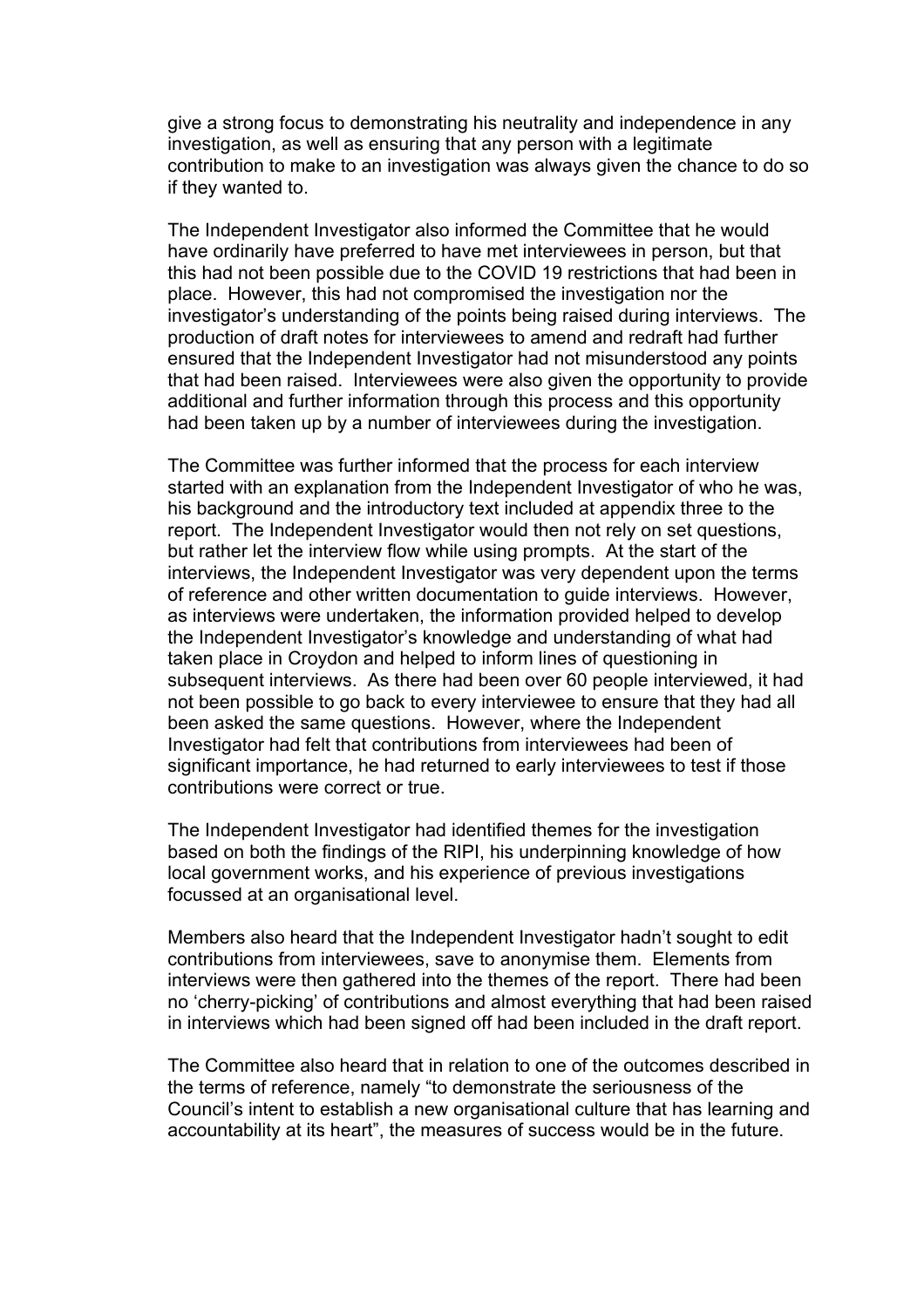give a strong focus to demonstrating his neutrality and independence in any investigation, as well as ensuring that any person with a legitimate contribution to make to an investigation was always given the chance to do so if they wanted to.

The Independent Investigator also informed the Committee that he would have ordinarily have preferred to have met interviewees in person, but that this had not been possible due to the COVID 19 restrictions that had been in place. However, this had not compromised the investigation nor the investigator's understanding of the points being raised during interviews. The production of draft notes for interviewees to amend and redraft had further ensured that the Independent Investigator had not misunderstood any points that had been raised. Interviewees were also given the opportunity to provide additional and further information through this process and this opportunity had been taken up by a number of interviewees during the investigation.

The Committee was further informed that the process for each interview started with an explanation from the Independent Investigator of who he was, his background and the introductory text included at appendix three to the report. The Independent Investigator would then not rely on set questions, but rather let the interview flow while using prompts. At the start of the interviews, the Independent Investigator was very dependent upon the terms of reference and other written documentation to guide interviews. However, as interviews were undertaken, the information provided helped to develop the Independent Investigator's knowledge and understanding of what had taken place in Croydon and helped to inform lines of questioning in subsequent interviews. As there had been over 60 people interviewed, it had not been possible to go back to every interviewee to ensure that they had all been asked the same questions. However, where the Independent Investigator had felt that contributions from interviewees had been of significant importance, he had returned to early interviewees to test if those contributions were correct or true.

The Independent Investigator had identified themes for the investigation based on both the findings of the RIPI, his underpinning knowledge of how local government works, and his experience of previous investigations focussed at an organisational level.

Members also heard that the Independent Investigator hadn't sought to edit contributions from interviewees, save to anonymise them. Elements from interviews were then gathered into the themes of the report. There had been no 'cherry-picking' of contributions and almost everything that had been raised in interviews which had been signed off had been included in the draft report.

The Committee also heard that in relation to one of the outcomes described in the terms of reference, namely "to demonstrate the seriousness of the Council's intent to establish a new organisational culture that has learning and accountability at its heart", the measures of success would be in the future.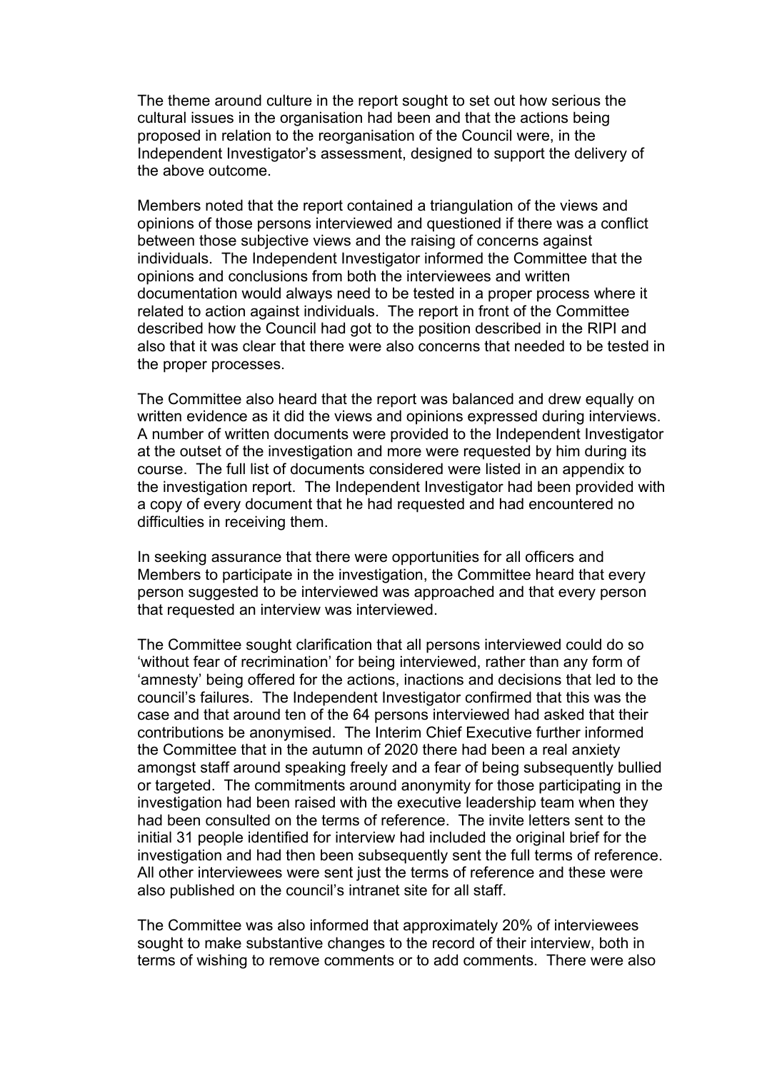The theme around culture in the report sought to set out how serious the cultural issues in the organisation had been and that the actions being proposed in relation to the reorganisation of the Council were, in the Independent Investigator's assessment, designed to support the delivery of the above outcome.

Members noted that the report contained a triangulation of the views and opinions of those persons interviewed and questioned if there was a conflict between those subjective views and the raising of concerns against individuals. The Independent Investigator informed the Committee that the opinions and conclusions from both the interviewees and written documentation would always need to be tested in a proper process where it related to action against individuals. The report in front of the Committee described how the Council had got to the position described in the RIPI and also that it was clear that there were also concerns that needed to be tested in the proper processes.

The Committee also heard that the report was balanced and drew equally on written evidence as it did the views and opinions expressed during interviews. A number of written documents were provided to the Independent Investigator at the outset of the investigation and more were requested by him during its course. The full list of documents considered were listed in an appendix to the investigation report. The Independent Investigator had been provided with a copy of every document that he had requested and had encountered no difficulties in receiving them.

In seeking assurance that there were opportunities for all officers and Members to participate in the investigation, the Committee heard that every person suggested to be interviewed was approached and that every person that requested an interview was interviewed.

The Committee sought clarification that all persons interviewed could do so 'without fear of recrimination' for being interviewed, rather than any form of 'amnesty' being offered for the actions, inactions and decisions that led to the council's failures. The Independent Investigator confirmed that this was the case and that around ten of the 64 persons interviewed had asked that their contributions be anonymised. The Interim Chief Executive further informed the Committee that in the autumn of 2020 there had been a real anxiety amongst staff around speaking freely and a fear of being subsequently bullied or targeted. The commitments around anonymity for those participating in the investigation had been raised with the executive leadership team when they had been consulted on the terms of reference. The invite letters sent to the initial 31 people identified for interview had included the original brief for the investigation and had then been subsequently sent the full terms of reference. All other interviewees were sent just the terms of reference and these were also published on the council's intranet site for all staff.

The Committee was also informed that approximately 20% of interviewees sought to make substantive changes to the record of their interview, both in terms of wishing to remove comments or to add comments. There were also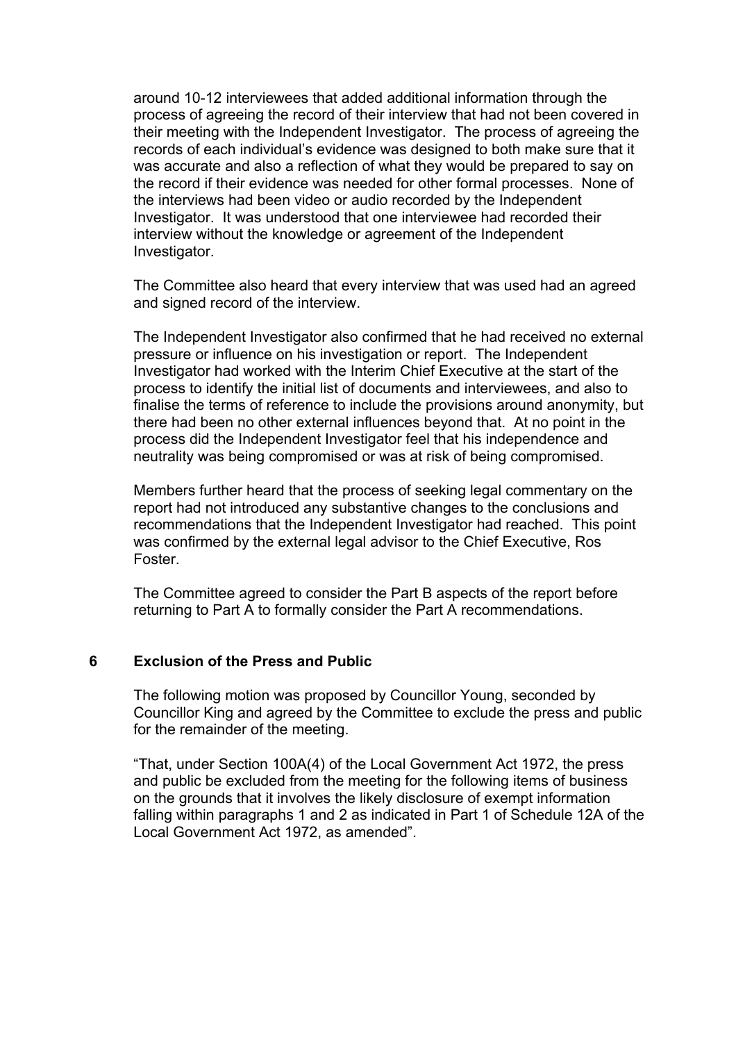around 10-12 interviewees that added additional information through the process of agreeing the record of their interview that had not been covered in their meeting with the Independent Investigator. The process of agreeing the records of each individual's evidence was designed to both make sure that it was accurate and also a reflection of what they would be prepared to say on the record if their evidence was needed for other formal processes. None of the interviews had been video or audio recorded by the Independent Investigator. It was understood that one interviewee had recorded their interview without the knowledge or agreement of the Independent Investigator.

The Committee also heard that every interview that was used had an agreed and signed record of the interview.

The Independent Investigator also confirmed that he had received no external pressure or influence on his investigation or report. The Independent Investigator had worked with the Interim Chief Executive at the start of the process to identify the initial list of documents and interviewees, and also to finalise the terms of reference to include the provisions around anonymity, but there had been no other external influences beyond that. At no point in the process did the Independent Investigator feel that his independence and neutrality was being compromised or was at risk of being compromised.

Members further heard that the process of seeking legal commentary on the report had not introduced any substantive changes to the conclusions and recommendations that the Independent Investigator had reached. This point was confirmed by the external legal advisor to the Chief Executive, Ros Foster.

The Committee agreed to consider the Part B aspects of the report before returning to Part A to formally consider the Part A recommendations.

## 6 Exclusion of the Press and Public

The following motion was proposed by Councillor Young, seconded by Councillor King and agreed by the Committee to exclude the press and public for the remainder of the meeting.

"That, under Section 100A(4) of the Local Government Act 1972, the press and public be excluded from the meeting for the following items of business on the grounds that it involves the likely disclosure of exempt information falling within paragraphs 1 and 2 as indicated in Part 1 of Schedule 12A of the Local Government Act 1972, as amended".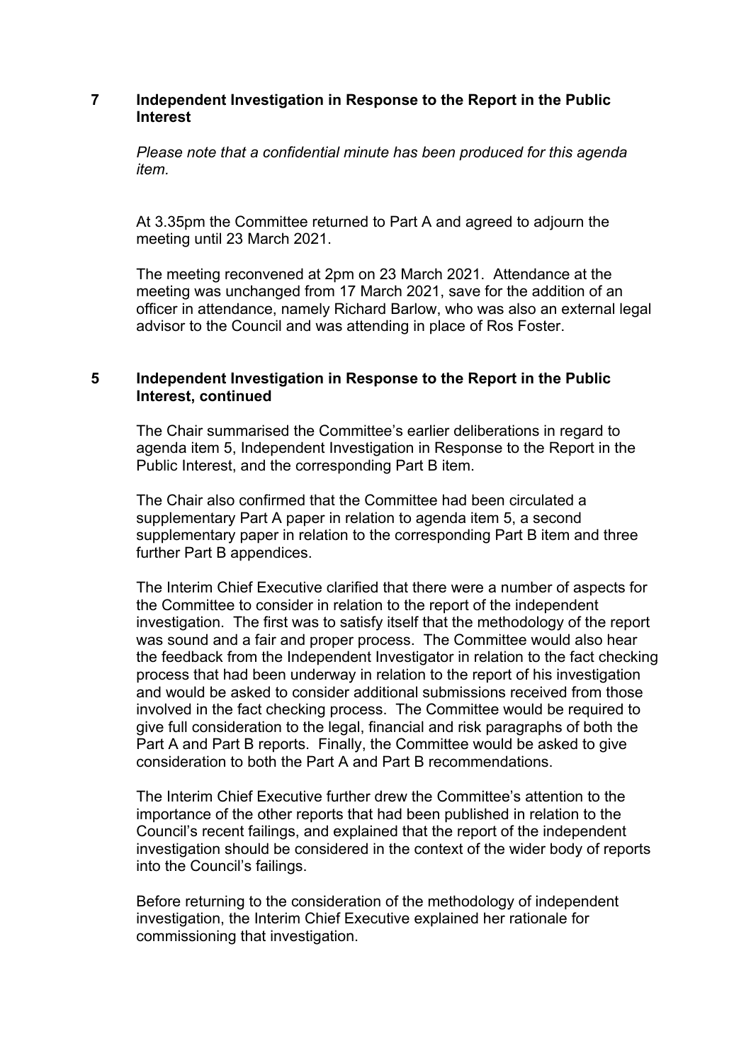**7 Independent Investigation in Response to the Report in the Public Interest**

*Please note that a confidential minute has been produced for this agenda item.*

At 3.35pm the Committee returned to Part A and agreed to adjourn the meeting until 23 March 2021.

The meeting reconvened at 2pm on 23 March 2021. Attendance at the meeting was unchanged from 17 March 2021, save for the addition of an officer in attendance, namely Richard Barlow, who was also an external legal advisor to the Council and was attending in place of Ros Foster.

**5 Independent Investigation in Response to the Report in the Public Interest, continued**

The Chair summarised the Committee's earlier deliberations in regard to agenda item 5, Independent Investigation in Response to the Report in the Public Interest, and the corresponding Part B item.

The Chair also confirmed that the Committee had been circulated a supplementary Part A paper in relation to agenda item 5, a second supplementary paper in relation to the corresponding Part B item and three further Part B appendices.

The Interim Chief Executive clarified that there were a number of aspects for the Committee to consider in relation to the report of the independent investigation. The first was to satisfy itself that the methodology of the report was sound and a fair and proper process. The Committee would also hear the feedback from the Independent Investigator in relation to the fact checking process that had been underway in relation to the report of his investigation and would be asked to consider additional submissions received from those involved in the fact checking process. The Committee would be required to give full consideration to the legal, financial and risk paragraphs of both the Part A and Part B reports. Finally, the Committee would be asked to give consideration to both the Part A and Part B recommendations.

The Interim Chief Executive further drew the Committee's attention to the importance of the other reports that had been published in relation to the Council's recent failings, and explained that the report of the independent investigation should be considered in the context of the wider body of reports into the Council's failings.

Before returning to the consideration of the methodology of independent investigation, the Interim Chief Executive explained her rationale for commissioning that investigation.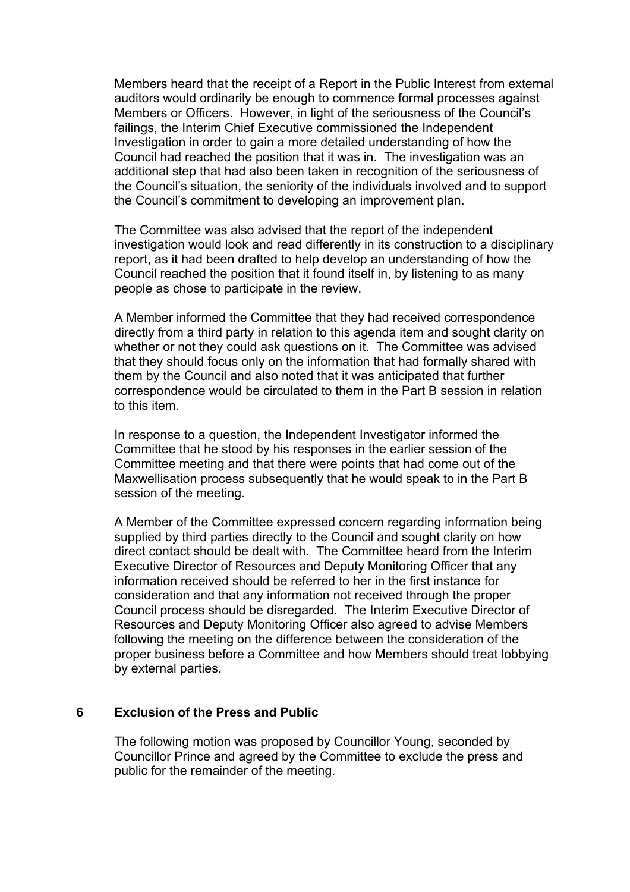Members heard that the receipt of a Report in the Public Interest from external auditors would ordinarily be enough to commence formal processes against Members or Officers. However, in light of the seriousness of the Council's failings, the Interim Chief Executive commissioned the Independent Investigation in order to gain a more detailed understanding of how the Council had reached the position that it was in. The investigation was an additional step that had also been taken in recognition of the seriousness of the Council's situation, the seniority of the individuals involved and to support the Council's commitment to developing an improvement plan.

The Committee was also advised that the report of the independent investigation would look and read differently in its construction to a disciplinary report, as it had been drafted to help develop an understanding of how the Council reached the position that it found itself in, by listening to as many people as chose to participate in the review.

A Member informed the Committee that they had received correspondence directly from a third party in relation to this agenda item and sought clarity on whether or not they could ask questions on it. The Committee was advised that they should focus only on the information that had formally shared with them by the Council and also noted that it was anticipated that further correspondence would be circulated to them in the Part B session in relation to this item.

In response to a question, the Independent Investigator informed the Committee that he stood by his responses in the earlier session of the Committee meeting and that there were points that had come out of the Maxwellisation process subsequently that he would speak to in the Part B session of the meeting.

A Member of the Committee expressed concern regarding information being supplied by third parties directly to the Council and sought clarity on how direct contact should be dealt with. The Committee heard from the Interim Executive Director of Resources and Deputy Monitoring Officer that any information received should be referred to her in the first instance for consideration and that any information not received through the proper Council process should be disregarded. The Interim Executive Director of Resources and Deputy Monitoring Officer also agreed to advise Members following the meeting on the difference between the consideration of the proper business before a Committee and how Members should treat lobbying by external parties.

## 6 Exclusion of the Press and Public

The following motion was proposed by Councillor Young, seconded by Councillor Prince and agreed by the Committee to exclude the press and public for the remainder of the meeting.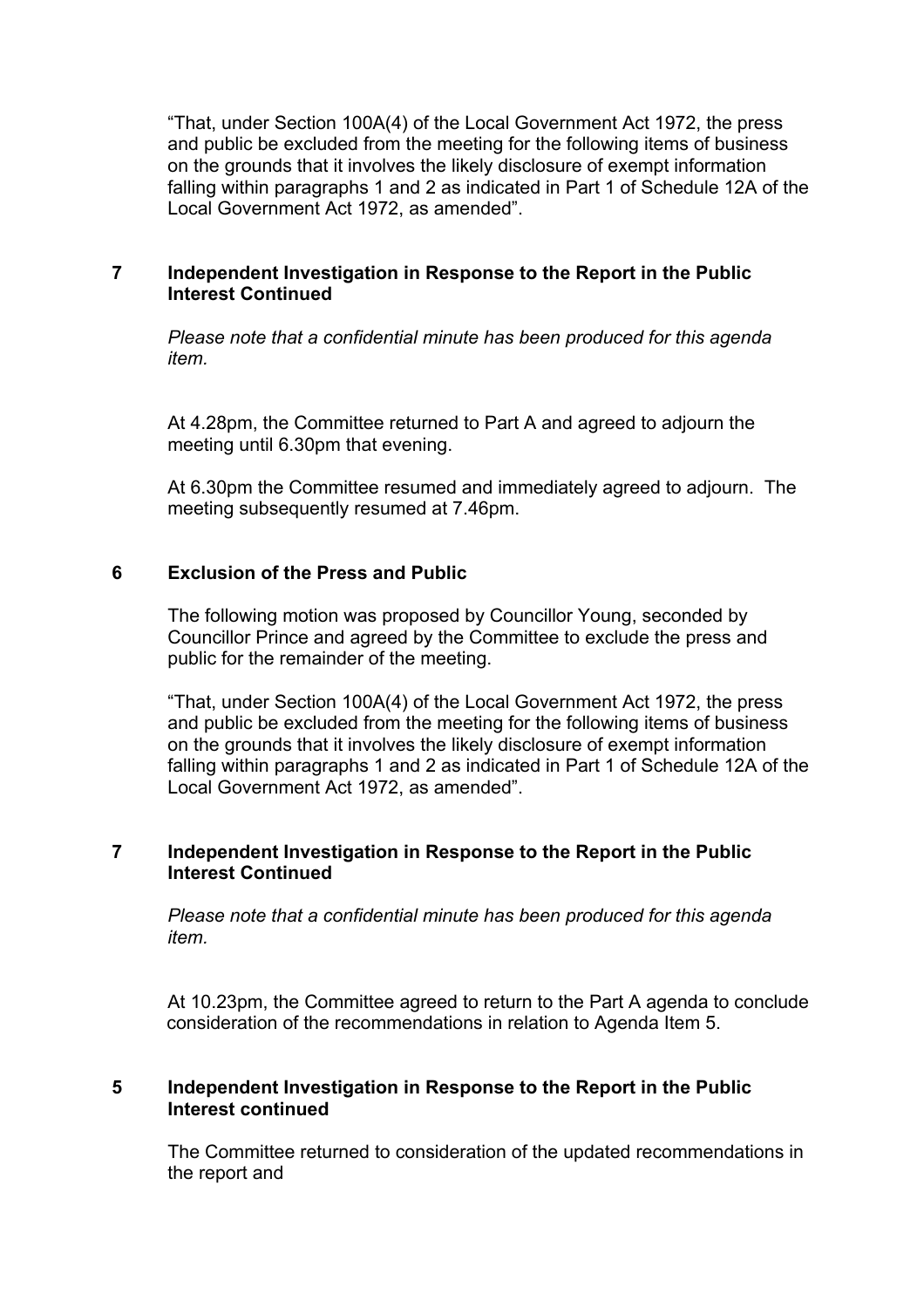"That, under Section 100A(4) of the Local Government Act 1972, the press and public be excluded from the meeting for the following items of business on the grounds that it involves the likely disclosure of exempt information falling within paragraphs 1 and 2 as indicated in Part 1 of Schedule 12A of the Local Government Act 1972, as amended".

## 7 Independent Investigation in Response to the Report in the Public Interest Continued

*Please note that a confidential minute has been produced for this agenda item.*

At 4.28pm, the Committee returned to Part A and agreed to adjourn the meeting until 6.30pm that evening.

At 6.30pm the Committee resumed and immediately agreed to adjourn. The meeting subsequently resumed at 7.46pm.

## 6 Exclusion of the Press and Public

The following motion was proposed by Councillor Young, seconded by Councillor Prince and agreed by the Committee to exclude the press and public for the remainder of the meeting.

"That, under Section 100A(4) of the Local Government Act 1972, the press and public be excluded from the meeting for the following items of business on the grounds that it involves the likely disclosure of exempt information falling within paragraphs 1 and 2 as indicated in Part 1 of Schedule 12A of the Local Government Act 1972, as amended".

## 7 Independent Investigation in Response to the Report in the Public Interest Continued

*Please note that a confidential minute has been produced for this agenda item.*

At 10.23pm, the Committee agreed to return to the Part A agenda to conclude consideration of the recommendations in relation to Agenda Item 5.

## 5 Independent Investigation in Response to the Report in the Public Interest continued

The Committee returned to consideration of the updated recommendations in the report and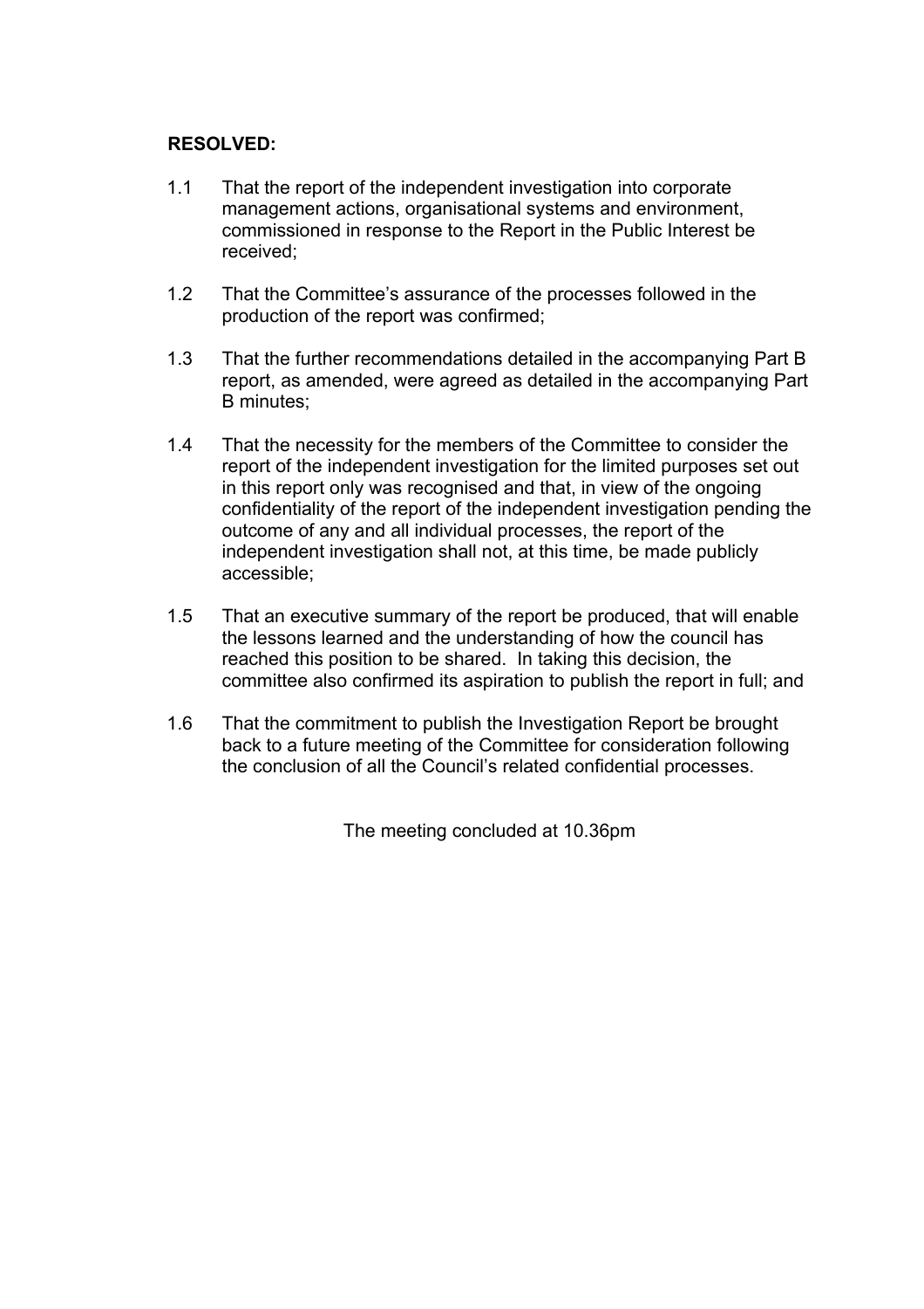**RESOLVED:**

1.1 That the report of the independent investigation into corporate management actions, organisational systems and environment, commissioned in response to the Report in the Public Interest be received;

1.2 That the Committee's assurance of the processes followed in the production of the report was confirmed;

1.3 That the further recommendations detailed in the accompanying Part B report, as amended, were agreed as detailed in the accompanying Part B minutes;

1.4 That the necessity for the members of the Committee to consider the report of the independent investigation for the limited purposes set out in this report only was recognised and that, in view of the ongoing confidentiality of the report of the independent investigation pending the outcome of any and all individual processes, the report of the independent investigation shall not, at this time, be made publicly accessible;

1.5 That an executive summary of the report be produced, that will enable the lessons learned and the understanding of how the council has reached this position to be shared. In taking this decision, the committee also confirmed its aspiration to publish the report in full; and

1.6 That the commitment to publish the Investigation Report be brought back to a future meeting of the Committee for consideration following the conclusion of all the Council's related confidential processes.

The meeting concluded at 10.36pm